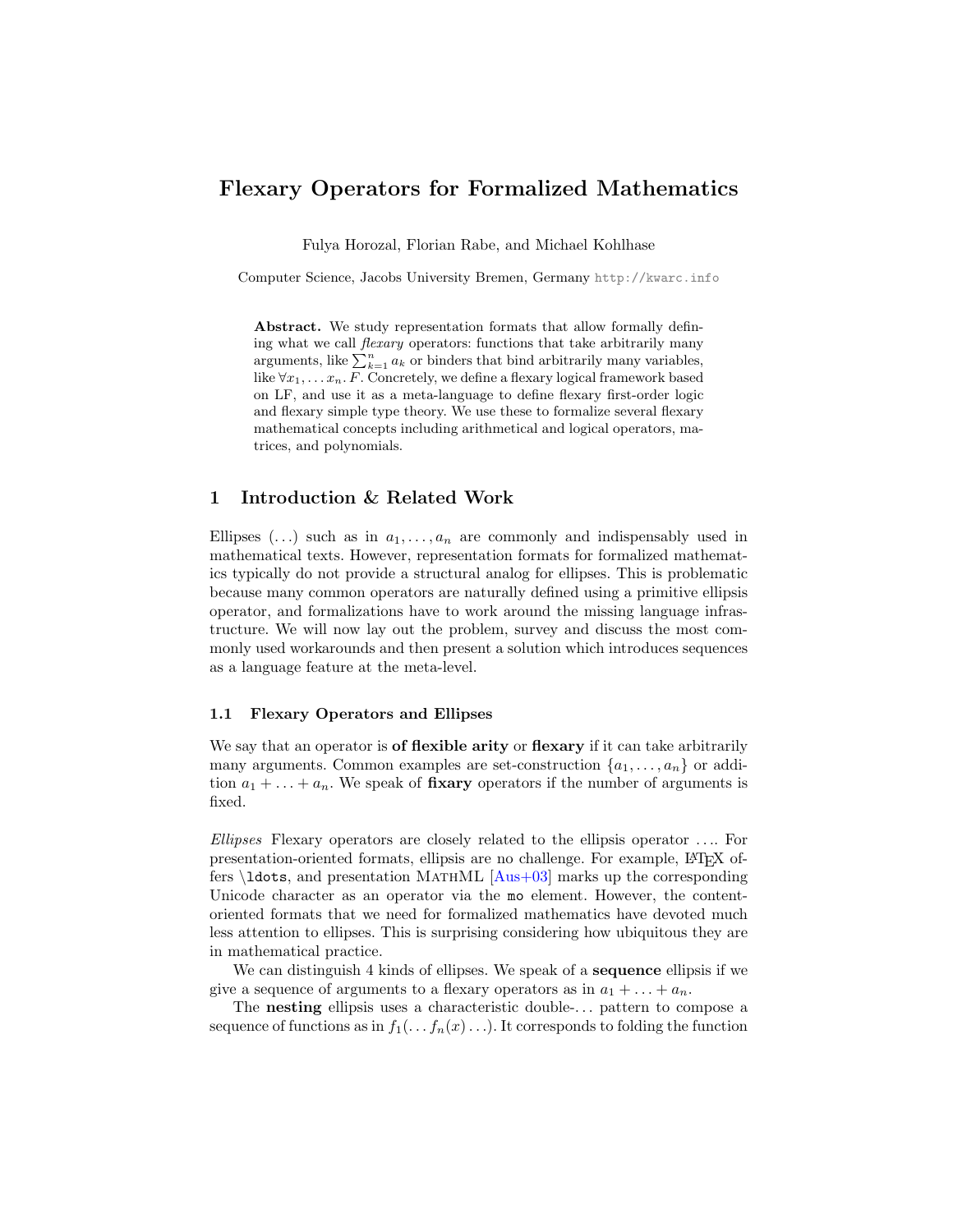# Flexary Operators for Formalized Mathematics

Fulya Horozal, Florian Rabe, and Michael Kohlhase

Computer Science, Jacobs University Bremen, Germany http://kwarc.info

**Abstract.** We study representation formats that allow formally defining what we call *flexary* operators: functions that take arbitrarily many arguments, like $\sum_{k=1}^{n} a_k$ or binders that bind arbitrarily many variables, like $\forall x_1, \ldots x_n. F$. Concretely, we define a flexary logical framework based on LF, and use it as a meta-language to define flexary first-order logic and flexary simple type theory. We use these to formalize several flexary mathematical concepts including arithmetical and logical operators, matrices, and polynomials.

## 1 Introduction & Related Work

Ellipses $(\ldots)$ such as in $a_1, \ldots, a_n$ are commonly and indispensably used in mathematical texts. However, representation formats for formalized mathematics typically do not provide a structural analog for ellipses. This is problematic because many common operators are naturally defined using a primitive ellipsis operator, and formalizations have to work around the missing language infrastructure. We will now lay out the problem, survey and discuss the most commonly used workarounds and then present a solution which introduces sequences as a language feature at the meta-level.

### 1.1 Flexary Operators and Ellipses

We say that an operator is **of flexible arity** or **flexary** if it can take arbitrarily many arguments. Common examples are set-construction $\{a_1, \ldots, a_n\}$ or addition $a_1 + \ldots + a_n$. We speak of **fixary** operators if the number of arguments is fixed.

*Ellipses* Flexary operators are closely related to the ellipsis operator $\ldots$. For presentation-oriented formats, ellipsis are no challenge. For example, LaTeX offers `\ldots`, and presentation MathML [Aus+03] marks up the corresponding Unicode character as an operator via the `mo` element. However, the content-oriented formats that we need for formalized mathematics have devoted much less attention to ellipses. This is surprising considering how ubiquitous they are in mathematical practice.

We can distinguish 4 kinds of ellipses. We speak of a **sequence** ellipsis if we give a sequence of arguments to a flexary operators as in $a_1 + \ldots + a_n$.

The **nesting** ellipsis uses a characteristic double-$\ldots$ pattern to compose a sequence of functions as in $f_1(\ldots f_n(x)\ldots)$. It corresponds to folding the function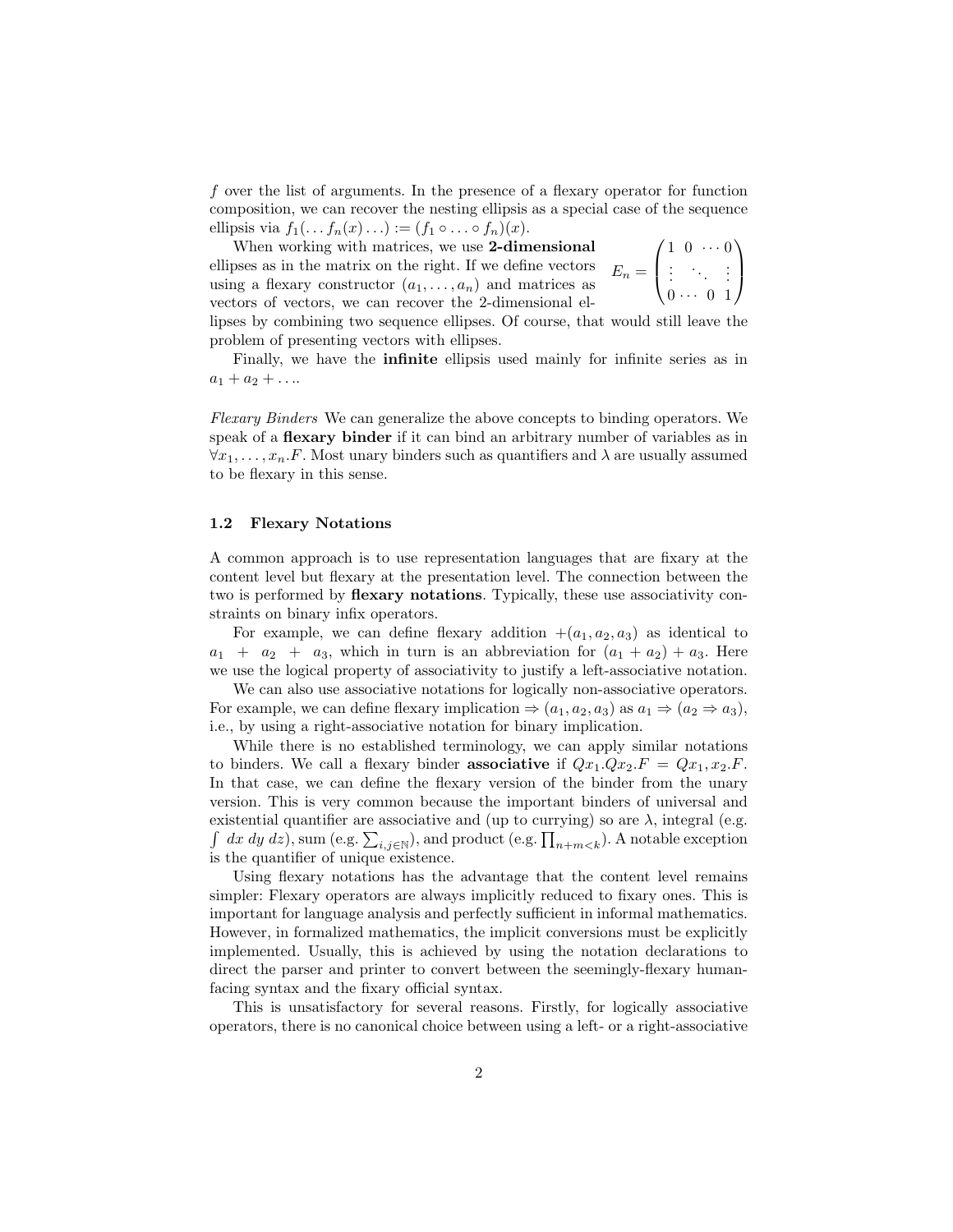$f$ over the list of arguments. In the presence of a flexary operator for function composition, we can recover the nesting ellipsis as a special case of the sequence ellipsis via $f_1(\dots f_n(x)\dots) := (f_1 \circ \dots \circ f_n)(x)$.

When working with matrices, we use **2-dimensional** ellipses as in the matrix on the right. If we define vectors using a flexary constructor $(a_1, \dots, a_n)$ and matrices as vectors of vectors, we can recover the 2-dimensional ellipses by combining two sequence ellipses. Of course, that would still leave the problem of presenting vectors with ellipses.

$$E_n = \begin{pmatrix} 1 & 0 & \cdots & 0 \\ \vdots & & \ddots & \vdots \\ 0 & \cdots & 0 & 1 \end{pmatrix}$$

Finally, we have the **infinite** ellipsis used mainly for infinite series as in $a_1 + a_2 + \dots$.

*Flexary Binders* We can generalize the above concepts to binding operators. We speak of a **flexary binder** if it can bind an arbitrary number of variables as in $\forall x_1, \dots, x_n.F$. Most unary binders such as quantifiers and $\lambda$ are usually assumed to be flexary in this sense.

### 1.2 Flexary Notations

A common approach is to use representation languages that are fixary at the content level but flexary at the presentation level. The connection between the two is performed by **flexary notations**. Typically, these use associativity constraints on binary infix operators.

For example, we can define flexary addition $+(a_1, a_2, a_3)$ as identical to $a_1 + a_2 + a_3$, which in turn is an abbreviation for $(a_1 + a_2) + a_3$. Here we use the logical property of associativity to justify a left-associative notation.

We can also use associative notations for logically non-associative operators. For example, we can define flexary implication $\Rightarrow (a_1, a_2, a_3)$ as $a_1 \Rightarrow (a_2 \Rightarrow a_3)$, i.e., by using a right-associative notation for binary implication.

While there is no established terminology, we can apply similar notations to binders. We call a flexary binder **associative** if $Qx_1.Qx_2.F = Qx_1, x_2.F$. In that case, we can define the flexary version of the binder from the unary version. This is very common because the important binders of universal and existential quantifier are associative and (up to currying) so are $\lambda$, integral (e.g. $\int\, dx\, dy\, dz$), sum (e.g. $\sum_{i,j \in \mathbb{N}}$), and product (e.g. $\prod_{n+m<k}$). A notable exception is the quantifier of unique existence.

Using flexary notations has the advantage that the content level remains simpler: Flexary operators are always implicitly reduced to fixary ones. This is important for language analysis and perfectly sufficient in informal mathematics. However, in formalized mathematics, the implicit conversions must be explicitly implemented. Usually, this is achieved by using the notation declarations to direct the parser and printer to convert between the seemingly-flexary human-facing syntax and the fixary official syntax.

This is unsatisfactory for several reasons. Firstly, for logically associative operators, there is no canonical choice between using a left- or a right-associative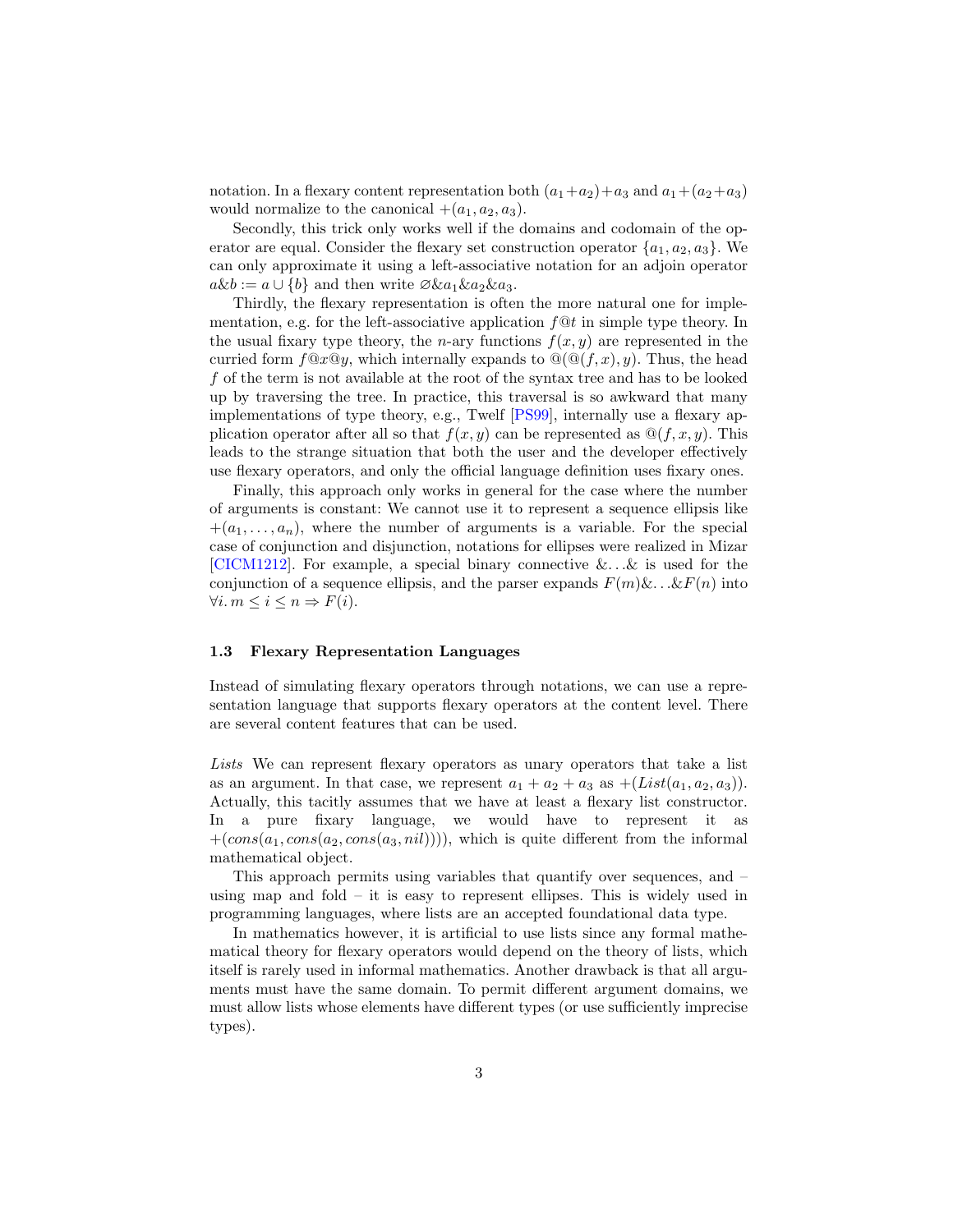notation. In a flexary content representation both $(a_1+a_2)+a_3$ and $a_1+(a_2+a_3)$ would normalize to the canonical $+(a_1, a_2, a_3)$.

Secondly, this trick only works well if the domains and codomain of the operator are equal. Consider the flexary set construction operator $\{a_1, a_2, a_3\}$. We can only approximate it using a left-associative notation for an adjoin operator $a \& b := a \cup \{b\}$ and then write $\varnothing \& a_1 \& a_2 \& a_3$.

Thirdly, the flexary representation is often the more natural one for implementation, e.g. for the left-associative application $f @ t$ in simple type theory. In the usual fixary type theory, the $n$-ary functions $f(x, y)$ are represented in the curried form $f @ x @ y$, which internally expands to $@(@(f, x), y)$. Thus, the head $f$ of the term is not available at the root of the syntax tree and has to be looked up by traversing the tree. In practice, this traversal is so awkward that many implementations of type theory, e.g., Twelf [PS99], internally use a flexary application operator after all so that $f(x, y)$ can be represented as $@(f, x, y)$. This leads to the strange situation that both the user and the developer effectively use flexary operators, and only the official language definition uses fixary ones.

Finally, this approach only works in general for the case where the number of arguments is constant: We cannot use it to represent a sequence ellipsis like $+(a_1, \ldots, a_n)$, where the number of arguments is a variable. For the special case of conjunction and disjunction, notations for ellipses were realized in Mizar [CICM1212]. For example, a special binary connective $\&\ldots\&$ is used for the conjunction of a sequence ellipsis, and the parser expands $F(m)\&\ldots\&F(n)$ into $\forall i.\, m \leq i \leq n \Rightarrow F(i)$.

### 1.3 Flexary Representation Languages

Instead of simulating flexary operators through notations, we can use a representation language that supports flexary operators at the content level. There are several content features that can be used.

*Lists* We can represent flexary operators as unary operators that take a list as an argument. In that case, we represent $a_1 + a_2 + a_3$ as $+(List(a_1, a_2, a_3))$. Actually, this tacitly assumes that we have at least a flexary list constructor. In a pure fixary language, we would have to represent it as $+(cons(a_1, cons(a_2, cons(a_3, nil))))$, which is quite different from the informal mathematical object.

This approach permits using variables that quantify over sequences, and – using map and fold – it is easy to represent ellipses. This is widely used in programming languages, where lists are an accepted foundational data type.

In mathematics however, it is artificial to use lists since any formal mathematical theory for flexary operators would depend on the theory of lists, which itself is rarely used in informal mathematics. Another drawback is that all arguments must have the same domain. To permit different argument domains, we must allow lists whose elements have different types (or use sufficiently imprecise types).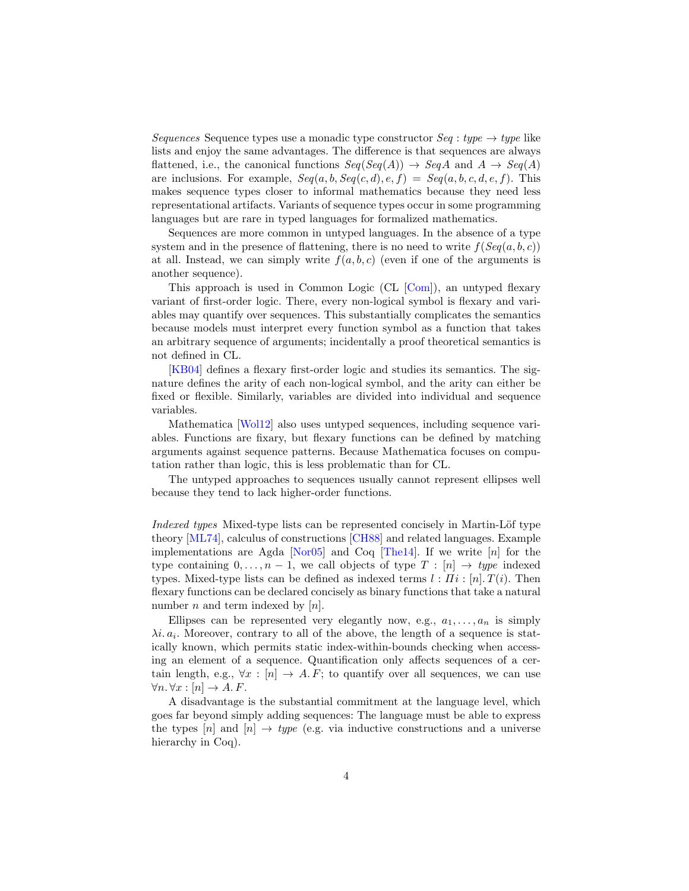*Sequences* Sequence types use a monadic type constructor $Seq : type \to type$ like lists and enjoy the same advantages. The difference is that sequences are always flattened, i.e., the canonical functions $Seq(Seq(A)) \to Seq A$ and $A \to Seq(A)$ are inclusions. For example, $Seq(a, b, Seq(c, d), e, f) = Seq(a, b, c, d, e, f)$. This makes sequence types closer to informal mathematics because they need less representational artifacts. Variants of sequence types occur in some programming languages but are rare in typed languages for formalized mathematics.

Sequences are more common in untyped languages. In the absence of a type system and in the presence of flattening, there is no need to write $f(Seq(a, b, c))$ at all. Instead, we can simply write $f(a, b, c)$ (even if one of the arguments is another sequence).

This approach is used in Common Logic (CL [Com]), an untyped flexary variant of first-order logic. There, every non-logical symbol is flexary and variables may quantify over sequences. This substantially complicates the semantics because models must interpret every function symbol as a function that takes an arbitrary sequence of arguments; incidentally a proof theoretical semantics is not defined in CL.

[KB04] defines a flexary first-order logic and studies its semantics. The signature defines the arity of each non-logical symbol, and the arity can either be fixed or flexible. Similarly, variables are divided into individual and sequence variables.

Mathematica [Wol12] also uses untyped sequences, including sequence variables. Functions are fixary, but flexary functions can be defined by matching arguments against sequence patterns. Because Mathematica focuses on computation rather than logic, this is less problematic than for CL.

The untyped approaches to sequences usually cannot represent ellipses well because they tend to lack higher-order functions.

*Indexed types* Mixed-type lists can be represented concisely in Martin-Löf type theory [ML74], calculus of constructions [CH88] and related languages. Example implementations are Agda [Nor05] and Coq [The14]. If we write $[n]$ for the type containing $0, \dots, n-1$, we call objects of type $T : [n] \to type$ indexed types. Mixed-type lists can be defined as indexed terms $l : \Pi i : [n]. T(i)$. Then flexary functions can be declared concisely as binary functions that take a natural number $n$ and term indexed by $[n]$.

Ellipses can be represented very elegantly now, e.g., $a_1, \dots, a_n$ is simply $\lambda i. a_i$. Moreover, contrary to all of the above, the length of a sequence is statically known, which permits static index-within-bounds checking when accessing an element of a sequence. Quantification only affects sequences of a certain length, e.g., $\forall x : [n] \to A. F$; to quantify over all sequences, we can use $\forall n. \forall x : [n] \to A. F$.

A disadvantage is the substantial commitment at the language level, which goes far beyond simply adding sequences: The language must be able to express the types $[n]$ and $[n] \to type$ (e.g. via inductive constructions and a universe hierarchy in Coq).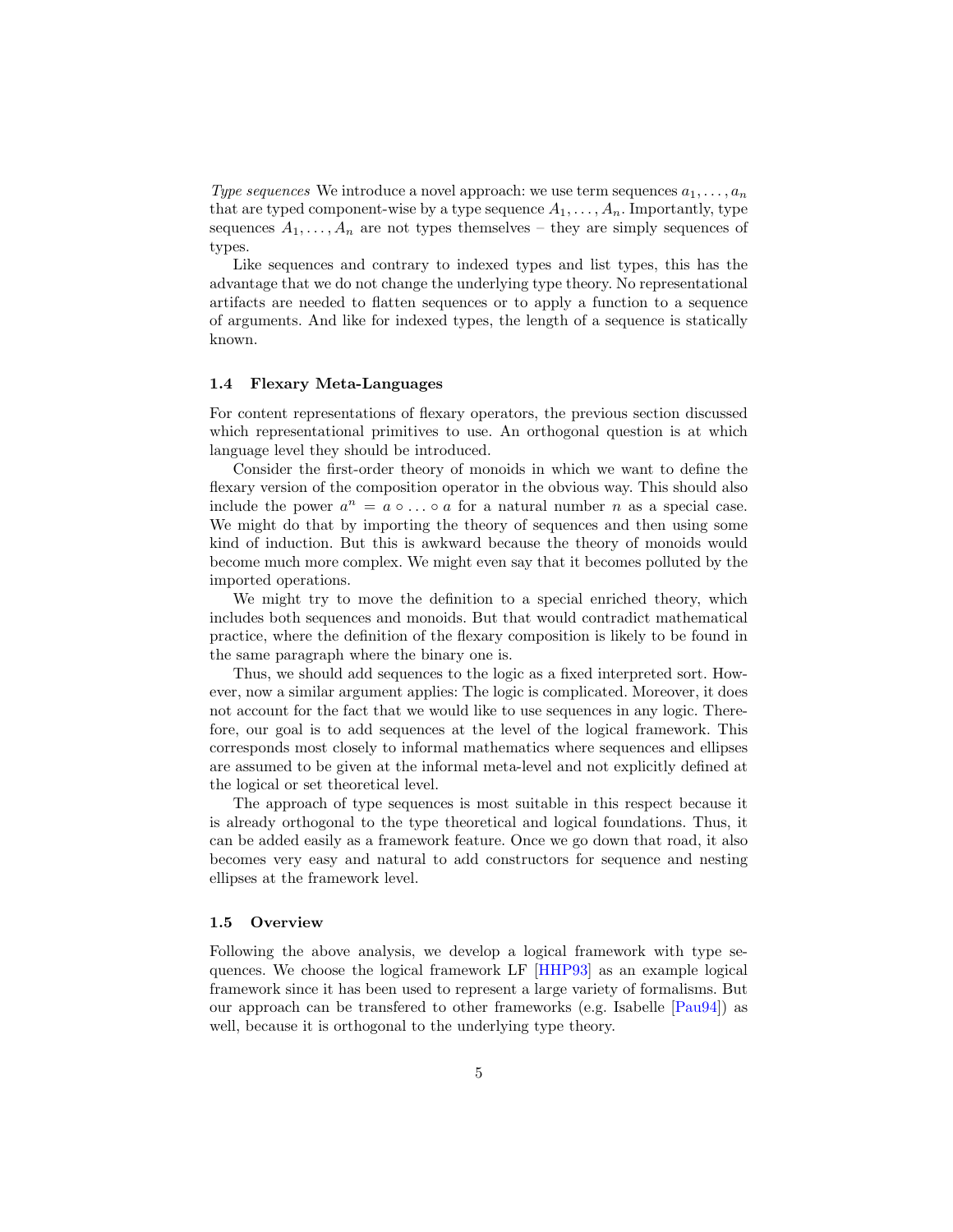*Type sequences* We introduce a novel approach: we use term sequences $a_1, \ldots, a_n$ that are typed component-wise by a type sequence $A_1, \ldots, A_n$. Importantly, type sequences $A_1, \ldots, A_n$ are not types themselves – they are simply sequences of types.

Like sequences and contrary to indexed types and list types, this has the advantage that we do not change the underlying type theory. No representational artifacts are needed to flatten sequences or to apply a function to a sequence of arguments. And like for indexed types, the length of a sequence is statically known.

### 1.4 Flexary Meta-Languages

For content representations of flexary operators, the previous section discussed which representational primitives to use. An orthogonal question is at which language level they should be introduced.

Consider the first-order theory of monoids in which we want to define the flexary version of the composition operator in the obvious way. This should also include the power $a^n = a \circ \ldots \circ a$ for a natural number $n$ as a special case. We might do that by importing the theory of sequences and then using some kind of induction. But this is awkward because the theory of monoids would become much more complex. We might even say that it becomes polluted by the imported operations.

We might try to move the definition to a special enriched theory, which includes both sequences and monoids. But that would contradict mathematical practice, where the definition of the flexary composition is likely to be found in the same paragraph where the binary one is.

Thus, we should add sequences to the logic as a fixed interpreted sort. However, now a similar argument applies: The logic is complicated. Moreover, it does not account for the fact that we would like to use sequences in any logic. Therefore, our goal is to add sequences at the level of the logical framework. This corresponds most closely to informal mathematics where sequences and ellipses are assumed to be given at the informal meta-level and not explicitly defined at the logical or set theoretical level.

The approach of type sequences is most suitable in this respect because it is already orthogonal to the type theoretical and logical foundations. Thus, it can be added easily as a framework feature. Once we go down that road, it also becomes very easy and natural to add constructors for sequence and nesting ellipses at the framework level.

### 1.5 Overview

Following the above analysis, we develop a logical framework with type sequences. We choose the logical framework LF [HHP93] as an example logical framework since it has been used to represent a large variety of formalisms. But our approach can be transfered to other frameworks (e.g. Isabelle [Pau94]) as well, because it is orthogonal to the underlying type theory.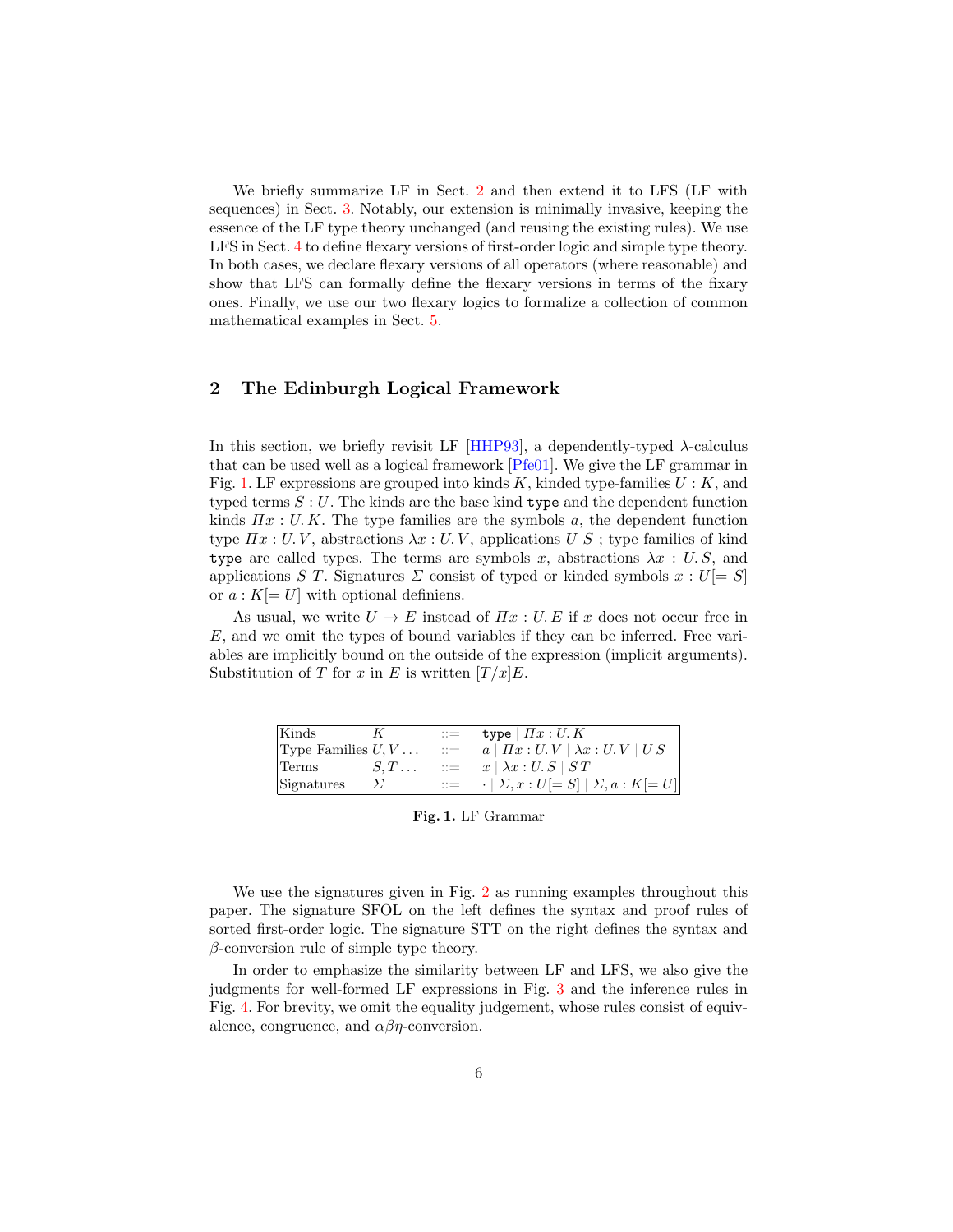We briefly summarize LF in Sect. 2 and then extend it to LFS (LF with sequences) in Sect. 3. Notably, our extension is minimally invasive, keeping the essence of the LF type theory unchanged (and reusing the existing rules). We use LFS in Sect. 4 to define flexary versions of first-order logic and simple type theory. In both cases, we declare flexary versions of all operators (where reasonable) and show that LFS can formally define the flexary versions in terms of the fixary ones. Finally, we use our two flexary logics to formalize a collection of common mathematical examples in Sect. 5.

## 2 The Edinburgh Logical Framework

In this section, we briefly revisit LF [HHP93], a dependently-typed $\lambda$-calculus that can be used well as a logical framework [Pfe01]. We give the LF grammar in Fig. 1. LF expressions are grouped into kinds $K$, kinded type-families $U : K$, and typed terms $S : U$. The kinds are the base kind `type` and the dependent function kinds $\Pi x : U. K$. The type families are the symbols $a$, the dependent function type $\Pi x : U. V$, abstractions $\lambda x : U. V$, applications $U\ S$ ; type families of kind `type` are called types. The terms are symbols $x$, abstractions $\lambda x : U. S$, and applications $S\ T$. Signatures $\Sigma$ consist of typed or kinded symbols $x : U[= S]$ or $a : K[= U]$ with optional definiens.

As usual, we write $U \to E$ instead of $\Pi x : U. E$ if $x$ does not occur free in $E$, and we omit the types of bound variables if they can be inferred. Free variables are implicitly bound on the outside of the expression (implicit arguments). Substitution of $T$ for $x$ in $E$ is written $[T/x]E$.

| | | | |
|---|---|---|---|
| Kinds | $K$ | $::=$ | $\texttt{type} \mid \Pi x : U. K$ |
| Type Families | $U, V \ldots$ | $::=$ | $a \mid \Pi x : U. V \mid \lambda x : U. V \mid U\ S$ |
| Terms | $S, T \ldots$ | $::=$ | $x \mid \lambda x : U. S \mid S\ T$ |
| Signatures | $\Sigma$ | $::=$ | $\cdot \mid \Sigma, x : U[= S] \mid \Sigma, a : K[= U]$ |

**Fig. 1.** LF Grammar

We use the signatures given in Fig. 2 as running examples throughout this paper. The signature SFOL on the left defines the syntax and proof rules of sorted first-order logic. The signature STT on the right defines the syntax and $\beta$-conversion rule of simple type theory.

In order to emphasize the similarity between LF and LFS, we also give the judgments for well-formed LF expressions in Fig. 3 and the inference rules in Fig. 4. For brevity, we omit the equality judgement, whose rules consist of equivalence, congruence, and $\alpha\beta\eta$-conversion.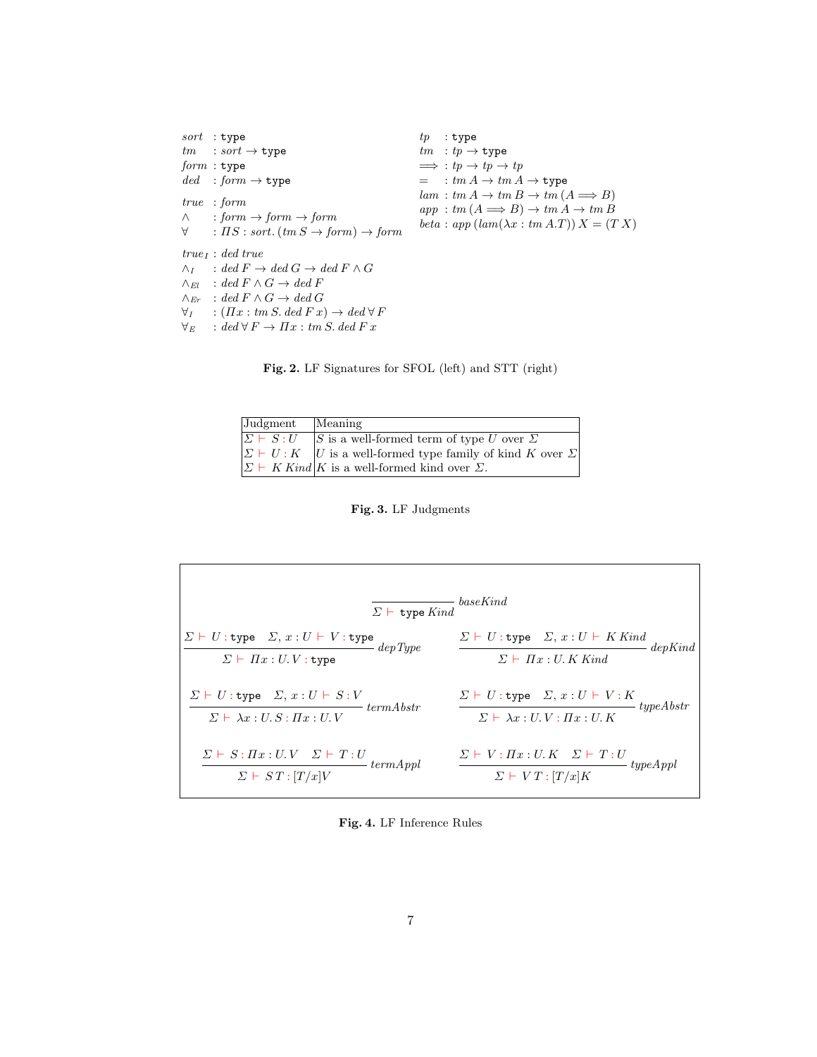$$
\begin{array}{llll}
sort & : \texttt{type} & tp & : \texttt{type} \\
tm & : sort \to \texttt{type} & tm & : tp \to \texttt{type} \\
form & : \texttt{type} & \Longrightarrow & : tp \to tp \to tp \\
ded & : form \to \texttt{type} & = & : tm\, A \to tm\, A \to \texttt{type} \\
true & : form & lam & : tm\, A \to tm\, B \to tm\,(A \Longrightarrow B) \\
\wedge & : form \to form \to form & app & : tm\,(A \Longrightarrow B) \to tm\, A \to tm\, B \\
\forall & : \Pi S : sort.\,(tm\, S \to form) \to form & beta & : app\,(lam(\lambda x : tm\, A.T))\, X = (T\, X) \\
true_I & : ded\; true & & \\
\wedge_I & : ded\, F \to ded\, G \to ded\, F \wedge G & & \\
\wedge_{El} & : ded\, F \wedge G \to ded\, F & & \\
\wedge_{Er} & : ded\, F \wedge G \to ded\, G & & \\
\forall_I & : (\Pi x : tm\, S.\, ded\, F\, x) \to ded\, \forall\, F & & \\
\forall_E & : ded\, \forall\, F \to \Pi x : tm\, S.\, ded\, F\, x & &
\end{array}
$$

**Fig. 2.** LF Signatures for SFOL (left) and STT (right)

| Judgment | Meaning |
|---|---|
| $\Sigma \vdash S : U$ | $S$ is a well-formed term of type $U$ over $\Sigma$ |
| $\Sigma \vdash U : K$ | $U$ is a well-formed type family of kind $K$ over $\Sigma$ |
| $\Sigma \vdash K\ Kind$ | $K$ is a well-formed kind over $\Sigma$. |

**Fig. 3.** LF Judgments

$$
\frac{}{\Sigma \vdash \texttt{type}\ Kind}\ baseKind
$$

$$
\frac{\Sigma \vdash U : \texttt{type} \quad \Sigma, x : U \vdash V : \texttt{type}}{\Sigma \vdash \Pi x : U.\, V : \texttt{type}}\ depType
\qquad
\frac{\Sigma \vdash U : \texttt{type} \quad \Sigma, x : U \vdash K\ Kind}{\Sigma \vdash \Pi x : U.\, K\ Kind}\ depKind
$$

$$
\frac{\Sigma \vdash U : \texttt{type} \quad \Sigma, x : U \vdash S : V}{\Sigma \vdash \lambda x : U.\, S : \Pi x : U.\, V}\ termAbstr
\qquad
\frac{\Sigma \vdash U : \texttt{type} \quad \Sigma, x : U \vdash V : K}{\Sigma \vdash \lambda x : U.\, V : \Pi x : U.\, K}\ typeAbstr
$$

$$
\frac{\Sigma \vdash S : \Pi x : U.\, V \quad \Sigma \vdash T : U}{\Sigma \vdash S\, T : [T/x]V}\ termAppl
\qquad
\frac{\Sigma \vdash V : \Pi x : U.\, K \quad \Sigma \vdash T : U}{\Sigma \vdash V\, T : [T/x]K}\ typeAppl
$$

**Fig. 4.** LF Inference Rules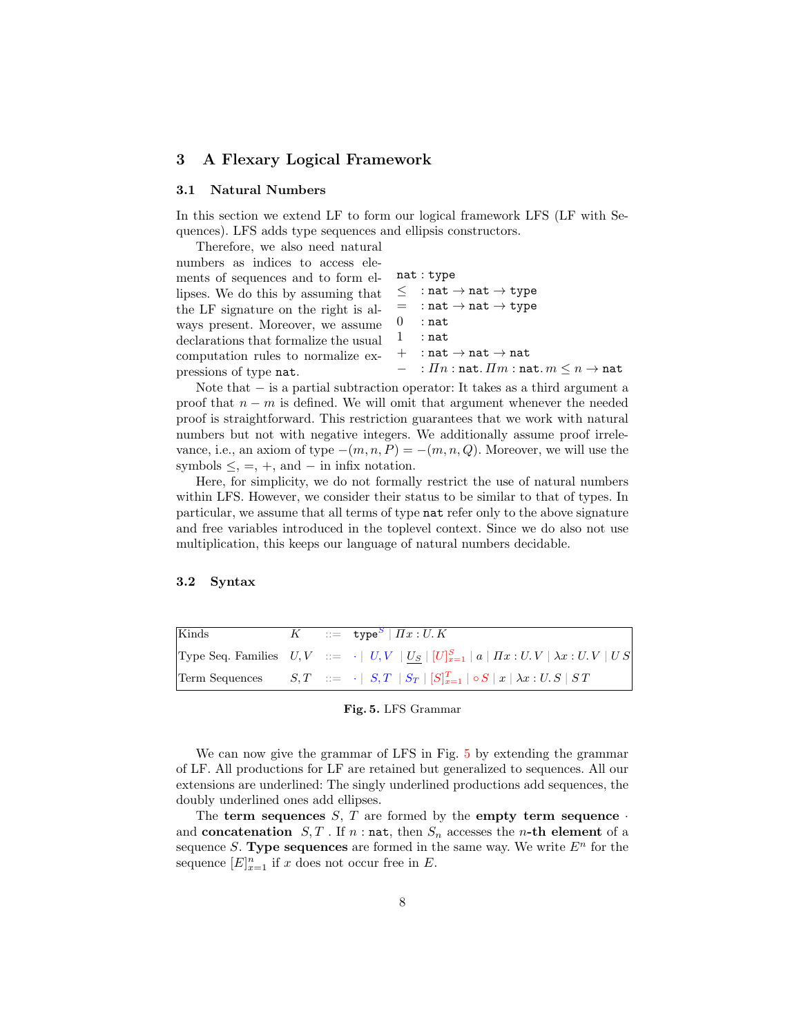## 3 A Flexary Logical Framework

### 3.1 Natural Numbers

In this section we extend LF to form our logical framework LFS (LF with Sequences). LFS adds type sequences and ellipsis constructors.

Therefore, we also need natural numbers as indices to access elements of sequences and to form ellipses. We do this by assuming that the LF signature on the right is always present. Moreover, we assume declarations that formalize the usual computation rules to normalize expressions of type `nat`.

$$
\begin{array}{ll}
\texttt{nat} & : \texttt{type} \\
\leq & : \texttt{nat} \to \texttt{nat} \to \texttt{type} \\
= & : \texttt{nat} \to \texttt{nat} \to \texttt{type} \\
0 & : \texttt{nat} \\
1 & : \texttt{nat} \\
+ & : \texttt{nat} \to \texttt{nat} \to \texttt{nat} \\
- & : \Pi n : \texttt{nat}.\, \Pi m : \texttt{nat}.\, m \leq n \to \texttt{nat}
\end{array}
$$

Note that $-$ is a partial subtraction operator: It takes as a third argument a proof that $n - m$ is defined. We will omit that argument whenever the needed proof is straightforward. This restriction guarantees that we work with natural numbers but not with negative integers. We additionally assume proof irrelevance, i.e., an axiom of type $-(m, n, P) = -(m, n, Q)$. Moreover, we will use the symbols $\leq$, $=$, $+$, and $-$ in infix notation.

Here, for simplicity, we do not formally restrict the use of natural numbers within LFS. However, we consider their status to be similar to that of types. In particular, we assume that all terms of type `nat` refer only to the above signature and free variables introduced in the toplevel context. Since we do also not use multiplication, this keeps our language of natural numbers decidable.

### 3.2 Syntax

| | | | |
|---|---|---|---|
| Kinds | $K$ | $::=$ | $\texttt{type}^S \mid \Pi x : U.\, K$ |
| Type Seq. Families | $U, V$ | $::=$ | $\cdot \mid U, V \mid \underline{U_S} \mid [U]_{x=1}^S \mid a \mid \Pi x : U.\, V \mid \lambda x : U.\, V \mid U\, S$ |
| Term Sequences | $S, T$ | $::=$ | $\cdot \mid S, T \mid S_T \mid [S]_{x=1}^T \mid \circ S \mid x \mid \lambda x : U.\, S \mid S\, T$ |

**Fig. 5.** LFS Grammar

We can now give the grammar of LFS in Fig. 5 by extending the grammar of LF. All productions for LF are retained but generalized to sequences. All our extensions are underlined: The singly underlined productions add sequences, the doubly underlined ones add ellipses.

The **term sequences** $S$, $T$ are formed by the **empty term sequence** $\cdot$ and **concatenation** $S, T$. If $n : \texttt{nat}$, then $S_n$ accesses the **$n$-th element** of a sequence $S$. **Type sequences** are formed in the same way. We write $E^n$ for the sequence $[E]_{x=1}^n$ if $x$ does not occur free in $E$.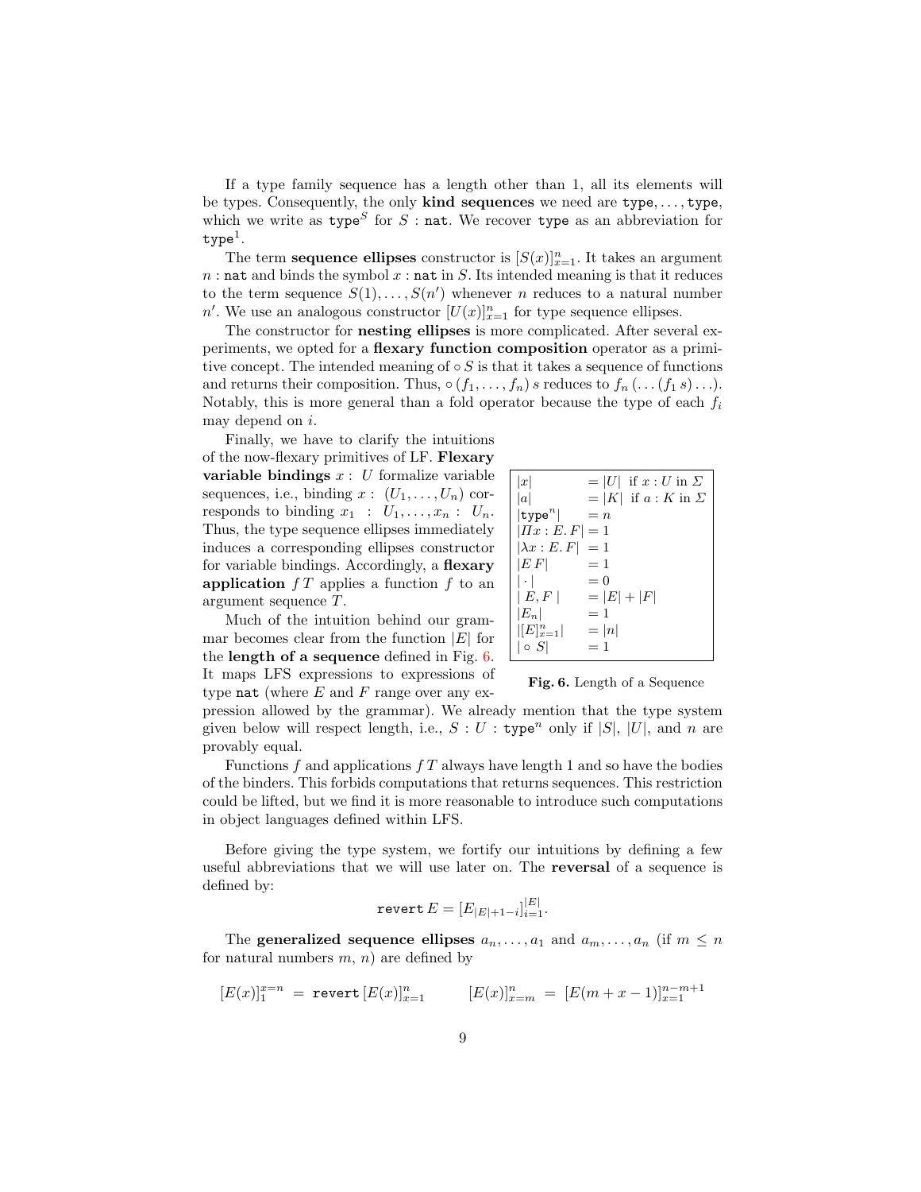If a type family sequence has a length other than 1, all its elements will be types. Consequently, the only **kind sequences** we need are $\texttt{type}, \ldots, \texttt{type}$, which we write as $\texttt{type}^S$ for $S : \texttt{nat}$. We recover $\texttt{type}$ as an abbreviation for $\texttt{type}^1$.

The term **sequence ellipses** constructor is $[S(x)]_{x=1}^n$. It takes an argument $n : \texttt{nat}$ and binds the symbol $x : \texttt{nat}$ in $S$. Its intended meaning is that it reduces to the term sequence $S(1), \ldots, S(n')$ whenever $n$ reduces to a natural number $n'$. We use an analogous constructor $[U(x)]_{x=1}^n$ for type sequence ellipses.

The constructor for **nesting ellipses** is more complicated. After several experiments, we opted for a **flexary function composition** operator as a primitive concept. The intended meaning of $\circ\, S$ is that it takes a sequence of functions and returns their composition. Thus, $\circ\,(f_1, \ldots, f_n)\, s$ reduces to $f_n\,(\ldots(f_1\, s)\ldots)$. Notably, this is more general than a fold operator because the type of each $f_i$ may depend on $i$.

Finally, we have to clarify the intuitions of the now-flexary primitives of LF. **Flexary variable bindings** $x : U$ formalize variable sequences, i.e., binding $x : (U_1, \ldots, U_n)$ corresponds to binding $x_1 : U_1, \ldots, x_n : U_n$. Thus, the type sequence ellipses immediately induces a corresponding ellipses constructor for variable bindings. Accordingly, a **flexary application** $f\,T$ applies a function $f$ to an argument sequence $T$.

| | |
|---|---|
| $\lvert x\rvert$ | $= \lvert U\rvert$ if $x : U$ in $\Sigma$ |
| $\lvert a\rvert$ | $= \lvert K\rvert$ if $a : K$ in $\Sigma$ |
| $\lvert\texttt{type}^n\rvert$ | $= n$ |
| $\lvert\Pi x : E.\, F\rvert$ | $= 1$ |
| $\lvert\lambda x : E.\, F\rvert$ | $= 1$ |
| $\lvert E\, F\rvert$ | $= 1$ |
| $\lvert\cdot\rvert$ | $= 0$ |
| $\lvert E, F\rvert$ | $= \lvert E\rvert + \lvert F\rvert$ |
| $\lvert E_n\rvert$ | $= 1$ |
| $\lvert[E]_{x=1}^n\rvert$ | $= \lvert n\rvert$ |
| $\lvert\circ\, S\rvert$ | $= 1$ |

**Fig. 6.** Length of a Sequence

Much of the intuition behind our grammar becomes clear from the function $|E|$ for the **length of a sequence** defined in Fig. 6. It maps LFS expressions to expressions of type $\texttt{nat}$ (where $E$ and $F$ range over any expression allowed by the grammar). We already mention that the type system given below will respect length, i.e., $S : U : \texttt{type}^n$ only if $|S|$, $|U|$, and $n$ are provably equal.

Functions $f$ and applications $f\,T$ always have length 1 and so have the bodies of the binders. This forbids computations that returns sequences. This restriction could be lifted, but we find it is more reasonable to introduce such computations in object languages defined within LFS.

Before giving the type system, we fortify our intuitions by defining a few useful abbreviations that we will use later on. The **reversal** of a sequence is defined by:

$$\texttt{revert}\, E = [E_{|E|+1-i}]_{i=1}^{|E|}.$$

The **generalized sequence ellipses** $a_n, \ldots, a_1$ and $a_m, \ldots, a_n$ (if $m \leq n$ for natural numbers $m$, $n$) are defined by

$$[E(x)]_1^{x=n} \;=\; \texttt{revert}\,[E(x)]_{x=1}^n \qquad\qquad [E(x)]_{x=m}^n \;=\; [E(m+x-1)]_{x=1}^{n-m+1}$$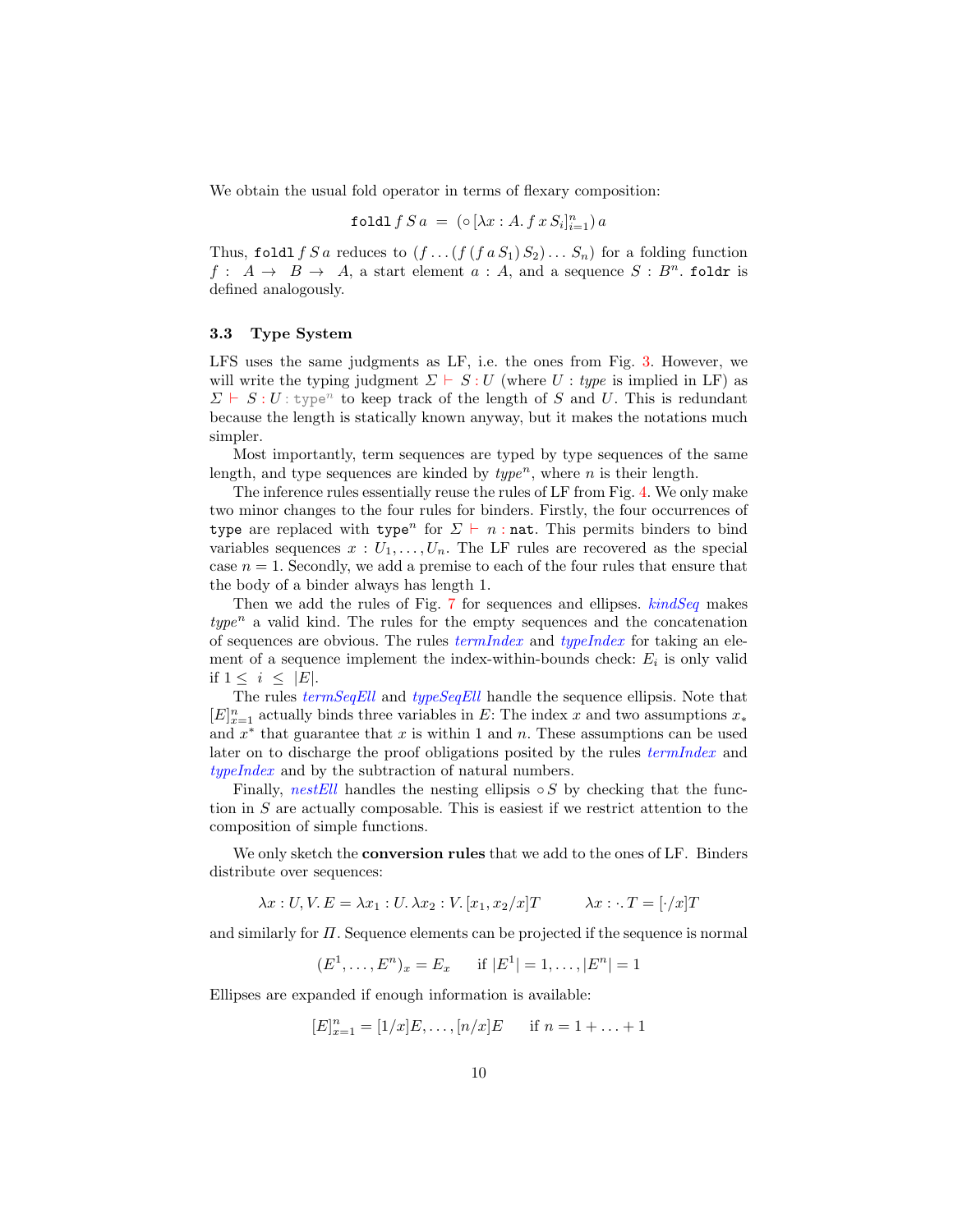We obtain the usual fold operator in terms of flexary composition:

$$\mathtt{foldl}\, f\, S\, a \;=\; (\circ\, [\lambda x : A.\, f\, x\, S_i]_{i=1}^{n})\, a$$

Thus, $\mathtt{foldl}\, f\, S\, a$ reduces to $(f \ldots (f\, (f\, a\, S_1)\, S_2) \ldots S_n)$ for a folding function $f : A \to B \to A$, a start element $a : A$, and a sequence $S : B^n$. $\mathtt{foldr}$ is defined analogously.

### 3.3 Type System

LFS uses the same judgments as LF, i.e. the ones from Fig. 3. However, we will write the typing judgment $\Sigma \vdash S : U$ (where $U : \mathit{type}$ is implied in LF) as $\Sigma \vdash S : U : \mathtt{type}^n$ to keep track of the length of $S$ and $U$. This is redundant because the length is statically known anyway, but it makes the notations much simpler.

Most importantly, term sequences are typed by type sequences of the same length, and type sequences are kinded by $\mathit{type}^n$, where $n$ is their length.

The inference rules essentially reuse the rules of LF from Fig. 4. We only make two minor changes to the four rules for binders. Firstly, the four occurrences of $\mathtt{type}$ are replaced with $\mathtt{type}^n$ for $\Sigma \vdash n : \mathtt{nat}$. This permits binders to bind variables sequences $x : U_1, \ldots, U_n$. The LF rules are recovered as the special case $n = 1$. Secondly, we add a premise to each of the four rules that ensure that the body of a binder always has length 1.

Then we add the rules of Fig. 7 for sequences and ellipses. *kindSeq* makes $\mathit{type}^n$ a valid kind. The rules for the empty sequences and the concatenation of sequences are obvious. The rules *termIndex* and *typeIndex* for taking an element of a sequence implement the index-within-bounds check: $E_i$ is only valid if $1 \leq i \leq |E|$.

The rules *termSeqEll* and *typeSeqEll* handle the sequence ellipsis. Note that $[E]_{x=1}^{n}$ actually binds three variables in $E$: The index $x$ and two assumptions $x_*$ and $x^*$ that guarantee that $x$ is within 1 and $n$. These assumptions can be used later on to discharge the proof obligations posited by the rules *termIndex* and *typeIndex* and by the subtraction of natural numbers.

Finally, *nestEll* handles the nesting ellipsis $\circ S$ by checking that the function in $S$ are actually composable. This is easiest if we restrict attention to the composition of simple functions.

We only sketch the **conversion rules** that we add to the ones of LF. Binders distribute over sequences:

$$\lambda x : U, V.\, E = \lambda x_1 : U.\, \lambda x_2 : V.\, [x_1, x_2/x]T \qquad \lambda x : \cdot.\, T = [\cdot/x]T$$

and similarly for $\Pi$. Sequence elements can be projected if the sequence is normal

$$(E^1, \ldots, E^n)_x = E_x \qquad \text{if } |E^1| = 1, \ldots, |E^n| = 1$$

Ellipses are expanded if enough information is available:

$$[E]_{x=1}^{n} = [1/x]E, \ldots, [n/x]E \qquad \text{if } n = 1 + \ldots + 1$$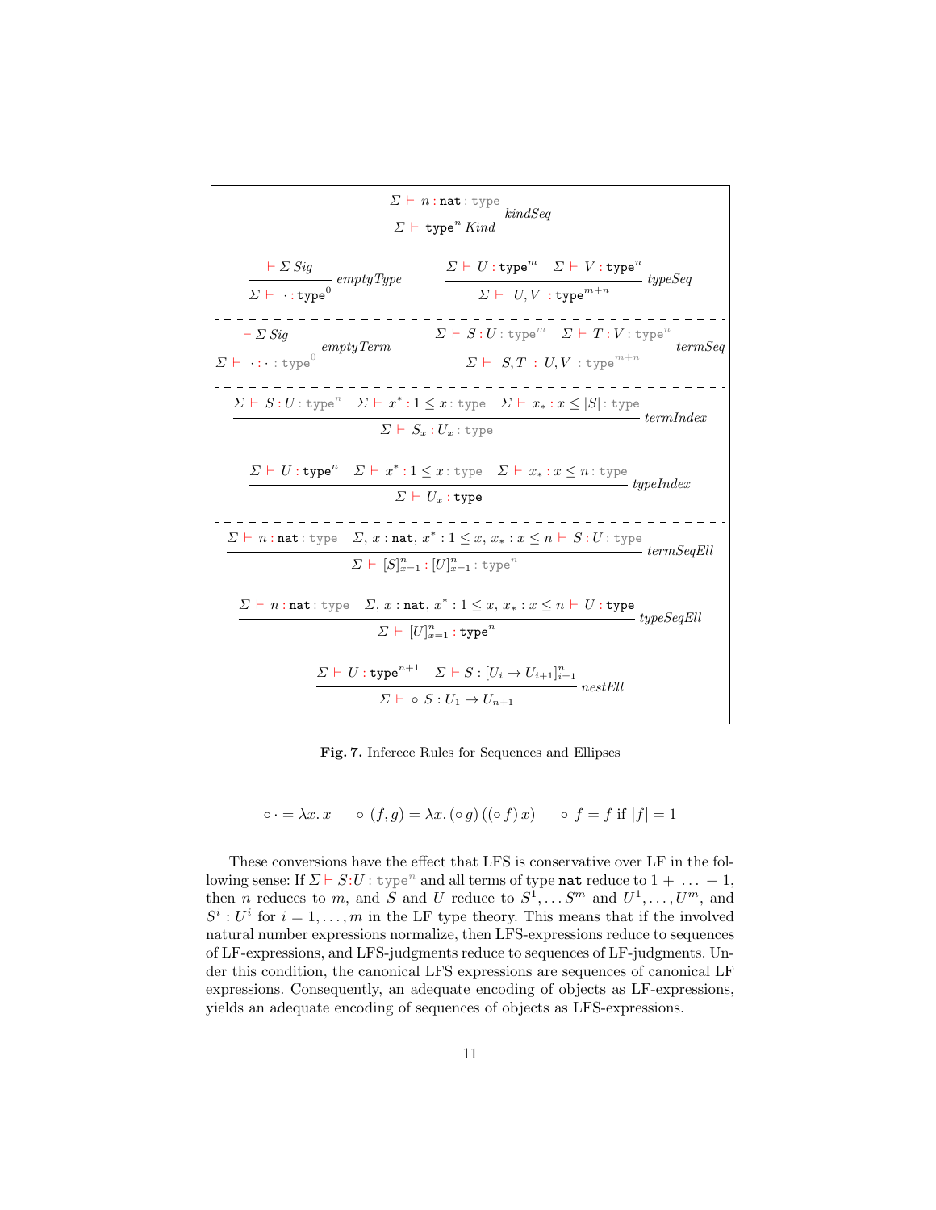$$\frac{\Sigma \vdash n : \mathtt{nat} : \mathtt{type}}{\Sigma \vdash \mathtt{type}^n \; Kind} \; kindSeq$$

$$\frac{\vdash \Sigma \; Sig}{\Sigma \vdash \; \cdot : \mathtt{type}^0} \; emptyType \qquad \frac{\Sigma \vdash U : \mathtt{type}^m \quad \Sigma \vdash V : \mathtt{type}^n}{\Sigma \vdash \; U, V \; : \mathtt{type}^{m+n}} \; typeSeq$$

$$\frac{\vdash \Sigma \; Sig}{\Sigma \vdash \; \cdot : \cdot : \mathtt{type}^0} \; emptyTerm \qquad \frac{\Sigma \vdash S : U : \mathtt{type}^m \quad \Sigma \vdash T : V : \mathtt{type}^n}{\Sigma \vdash \; S, T \; : \; U, V \; : \mathtt{type}^{m+n}} \; termSeq$$

$$\frac{\Sigma \vdash S : U : \mathtt{type}^n \quad \Sigma \vdash x^* : 1 \leq x : \mathtt{type} \quad \Sigma \vdash x_* : x \leq |S| : \mathtt{type}}{\Sigma \vdash S_x : U_x : \mathtt{type}} \; termIndex$$

$$\frac{\Sigma \vdash U : \mathtt{type}^n \quad \Sigma \vdash x^* : 1 \leq x : \mathtt{type} \quad \Sigma \vdash x_* : x \leq n : \mathtt{type}}{\Sigma \vdash U_x : \mathtt{type}} \; typeIndex$$

$$\frac{\Sigma \vdash n : \mathtt{nat} : \mathtt{type} \quad \Sigma, \, x : \mathtt{nat}, \, x^* : 1 \leq x, \, x_* : x \leq n \vdash S : U : \mathtt{type}}{\Sigma \vdash [S]_{x=1}^n : [U]_{x=1}^n : \mathtt{type}^n} \; termSeqEll$$

$$\frac{\Sigma \vdash n : \mathtt{nat} : \mathtt{type} \quad \Sigma, \, x : \mathtt{nat}, \, x^* : 1 \leq x, \, x_* : x \leq n \vdash U : \mathtt{type}}{\Sigma \vdash [U]_{x=1}^n : \mathtt{type}^n} \; typeSeqEll$$

$$\frac{\Sigma \vdash U : \mathtt{type}^{n+1} \quad \Sigma \vdash S : [U_i \to U_{i+1}]_{i=1}^n}{\Sigma \vdash \circ \; S : U_1 \to U_{n+1}} \; nestEll$$

**Fig. 7.** Inferece Rules for Sequences and Ellipses

$$\circ \cdot = \lambda x. \, x \qquad \circ \, (f, g) = \lambda x. \, (\circ \, g) \, ((\circ \, f) \, x) \qquad \circ \; f = f \text{ if } |f| = 1$$

These conversions have the effect that LFS is conservative over LF in the following sense: If $\Sigma \vdash S{:}U : \mathtt{type}^n$ and all terms of type $\mathtt{nat}$ reduce to $1 + \ldots + 1$, then $n$ reduces to $m$, and $S$ and $U$ reduce to $S^1, \ldots S^m$ and $U^1, \ldots, U^m$, and $S^i : U^i$ for $i = 1, \ldots, m$ in the LF type theory. This means that if the involved natural number expressions normalize, then LFS-expressions reduce to sequences of LF-expressions, and LFS-judgments reduce to sequences of LF-judgments. Under this condition, the canonical LFS expressions are sequences of canonical LF expressions. Consequently, an adequate encoding of objects as LF-expressions, yields an adequate encoding of sequences of objects as LFS-expressions.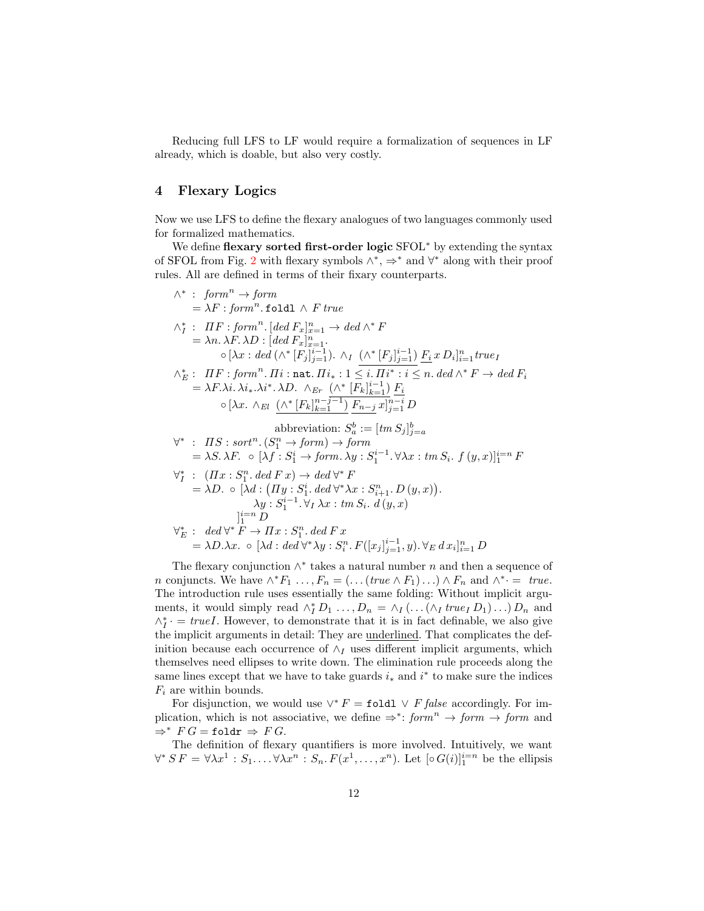Reducing full LFS to LF would require a formalization of sequences in LF already, which is doable, but also very costly.

## 4 Flexary Logics

Now we use LFS to define the flexary analogues of two languages commonly used for formalized mathematics.

We define **flexary sorted first-order logic** $\mathrm{SFOL}^*$ by extending the syntax of SFOL from Fig. 2 with flexary symbols $\wedge^*$, $\Rightarrow^*$ and $\forall^*$ along with their proof rules. All are defined in terms of their fixary counterparts.

$$\begin{aligned}
\wedge^* \;:&\;\; \mathit{form}^n \to \mathit{form} \\
=&\; \lambda F : \mathit{form}^n.\, \texttt{foldl} \wedge F\, \mathit{true} \\
\wedge^*_I \;:&\;\; \Pi F : \mathit{form}^n.\, [\mathit{ded}\, F_x]_{x=1}^n \to \mathit{ded} \wedge^* F \\
=&\; \lambda n.\, \lambda F.\, \lambda D : [\mathit{ded}\, F_x]_{x=1}^n. \\
&\quad \circ [\lambda x : \mathit{ded}\, (\wedge^* [F_j]_{j=1}^{i-1}).\, \wedge_I \;\underline{(\wedge^* [F_j]_{j=1}^{i-1})}\; \underline{F_i}\, x\, D_i]_{i=1}^n \mathit{true}_I \\
\wedge^*_E \;:&\;\; \Pi F : \mathit{form}^n.\, \Pi i : \texttt{nat}.\, \Pi i_* : 1 \leq i.\, \Pi i^* : i \leq n.\, \mathit{ded} \wedge^* F \to \mathit{ded}\, F_i \\
=&\; \lambda F. \lambda i.\, \lambda i_*. \lambda i^*.\, \lambda D.\; \wedge_{Er} \;\underline{(\wedge^* [F_k]_{k=1}^{i-1})}\; \underline{F_i} \\
&\quad \circ [\lambda x.\; \wedge_{El} \;\underline{(\wedge^* [F_k]_{k=1}^{n-j-1})}\; \underline{F_{n-j}}\, x]_{j=1}^{n-i} D
\end{aligned}$$

$$\text{abbreviation: } S_a^b := [\mathit{tm}\, S_j]_{j=a}^b$$

$$\begin{aligned}
\forall^* \;:&\;\; \Pi S : \mathit{sort}^n.\, (S_1^n \to \mathit{form}) \to \mathit{form} \\
=&\; \lambda S.\, \lambda F.\;\; \circ\, [\lambda f : S_1^i \to \mathit{form}.\, \lambda y : S_1^{i-1}.\, \forall \lambda x : \mathit{tm}\, S_i.\; f\,(y, x)]_1^{i=n} F \\
\forall^*_I \;:&\;\; (\Pi x : S_1^n.\, \mathit{ded}\, F\, x) \to \mathit{ded} \forall^* F \\
=&\; \lambda D.\; \circ\, [\lambda d : \big(\Pi y : S_1^i.\, \mathit{ded} \forall^* \lambda x : S_{i+1}^n.\, D\,(y, x)\big). \\
&\qquad \lambda y : S_1^{i-1}.\, \forall_I\, \lambda x : \mathit{tm}\, S_i.\; d\,(y, x) \\
&\quad ]_1^{i=n} D \\
\forall^*_E \;:&\;\; \mathit{ded} \forall^* F \to \Pi x : S_1^n.\, \mathit{ded}\, F\, x \\
=&\; \lambda D. \lambda x.\; \circ\, [\lambda d : \mathit{ded} \forall^* \lambda y : S_i^n.\, F([x_j]_{j=1}^{i-1}, y).\, \forall_E\, d\, x_i]_{i=1}^n D
\end{aligned}$$

The flexary conjunction $\wedge^*$ takes a natural number $n$ and then a sequence of $n$ conjuncts. We have $\wedge^* F_1 \ldots, F_n = (\ldots(\mathit{true} \wedge F_1)\ldots) \wedge F_n$ and $\wedge^* \cdot = \mathit{true}$. The introduction rule uses essentially the same folding: Without implicit arguments, it would simply read $\wedge^*_I D_1 \ldots, D_n = \wedge_I (\ldots(\wedge_I\, \mathit{true}_I\, D_1)\ldots) D_n$ and $\wedge^*_I \cdot = \mathit{true}I$. However, to demonstrate that it is in fact definable, we also give the implicit arguments in detail: They are underlined. That complicates the definition because each occurrence of $\wedge_I$ uses different implicit arguments, which themselves need ellipses to write down. The elimination rule proceeds along the same lines except that we have to take guards $i_*$ and $i^*$ to make sure the indices $F_i$ are within bounds.

For disjunction, we would use $\vee^* F = \texttt{foldl} \vee F\, \mathit{false}$ accordingly. For implication, which is not associative, we define $\Rightarrow^*$: $\mathit{form}^n \to \mathit{form} \to \mathit{form}$ and $\Rightarrow^* F\, G = \texttt{foldr} \Rightarrow F\, G$.

The definition of flexary quantifiers is more involved. Intuitively, we want $\forall^* S\, F = \forall \lambda x^1 : S_1 \ldots. \forall \lambda x^n : S_n.\, F(x^1, \ldots, x^n)$. Let $[\circ\, G(i)]_1^{i=n}$ be the ellipsis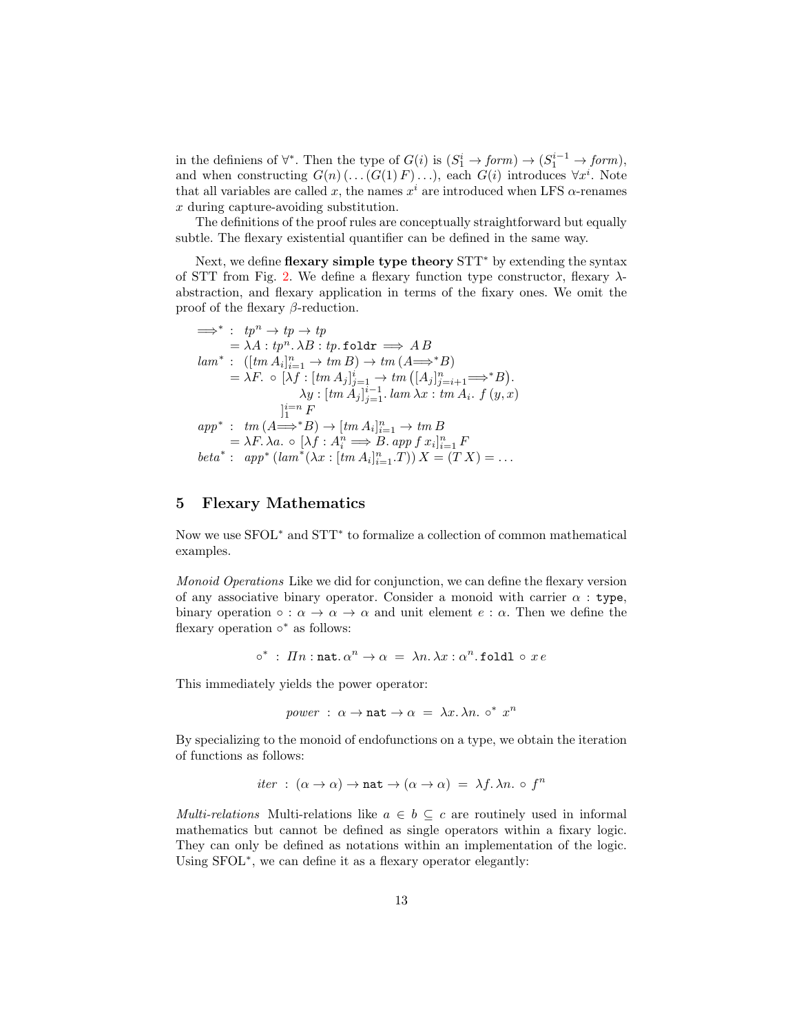in the definiens of $\forall^*$. Then the type of $G(i)$ is $(S_1^i \to form) \to (S_1^{i-1} \to form)$, and when constructing $G(n)\,(\ldots(G(1)\,F)\ldots)$, each $G(i)$ introduces $\forall x^i$. Note that all variables are called $x$, the names $x^i$ are introduced when LFS $\alpha$-renames $x$ during capture-avoiding substitution.

The definitions of the proof rules are conceptually straightforward but equally subtle. The flexary existential quantifier can be defined in the same way.

Next, we define **flexary simple type theory** STT$^*$ by extending the syntax of STT from Fig. 2. We define a flexary function type constructor, flexary $\lambda$-abstraction, and flexary application in terms of the fixary ones. We omit the proof of the flexary $\beta$-reduction.

$$
\begin{aligned}
\Longrightarrow^* &: \; tp^n \to tp \to tp \\
&= \lambda A : tp^n.\, \lambda B : tp.\, \texttt{foldr} \Longrightarrow A\, B \\
lam^* &: \; ([tm\, A_i]_{i=1}^n \to tm\, B) \to tm\, (A \Longrightarrow^* B) \\
&= \lambda F.\, \circ\, [\lambda f : [tm\, A_j]_{j=1}^i \to tm\, \big([A_j]_{j=i+1}^n \Longrightarrow^* B\big). \\
&\qquad\qquad \lambda y : [tm\, A_j]_{j=1}^{i-1}.\, lam\, \lambda x : tm\, A_i.\; f\,(y, x) \\
&\qquad ]_1^{i=n}\, F \\
app^* &: \; tm\, (A \Longrightarrow^* B) \to [tm\, A_i]_{i=1}^n \to tm\, B \\
&= \lambda F.\, \lambda a.\, \circ\, [\lambda f : A_i^n \Longrightarrow B.\, app\, f\, x_i]_{i=1}^n\, F \\
beta^* &: \; app^*\, (lam^*(\lambda x : [tm\, A_i]_{i=1}^n.T))\, X = (T\, X) = \ldots
\end{aligned}
$$

## 5 Flexary Mathematics

Now we use SFOL$^*$ and STT$^*$ to formalize a collection of common mathematical examples.

*Monoid Operations* Like we did for conjunction, we can define the flexary version of any associative binary operator. Consider a monoid with carrier $\alpha : \texttt{type}$, binary operation $\circ : \alpha \to \alpha \to \alpha$ and unit element $e : \alpha$. Then we define the flexary operation $\circ^*$ as follows:

$$\circ^* \;:\; \Pi n : \texttt{nat}.\, \alpha^n \to \alpha \;=\; \lambda n.\, \lambda x : \alpha^n.\, \texttt{foldl} \circ x\, e$$

This immediately yields the power operator:

$$power \;:\; \alpha \to \texttt{nat} \to \alpha \;=\; \lambda x.\, \lambda n.\; \circ^*\; x^n$$

By specializing to the monoid of endofunctions on a type, we obtain the iteration of functions as follows:

$$iter \;:\; (\alpha \to \alpha) \to \texttt{nat} \to (\alpha \to \alpha) \;=\; \lambda f.\, \lambda n.\; \circ\; f^n$$

*Multi-relations* Multi-relations like $a \in b \subseteq c$ are routinely used in informal mathematics but cannot be defined as single operators within a fixary logic. They can only be defined as notations within an implementation of the logic. Using SFOL$^*$, we can define it as a flexary operator elegantly: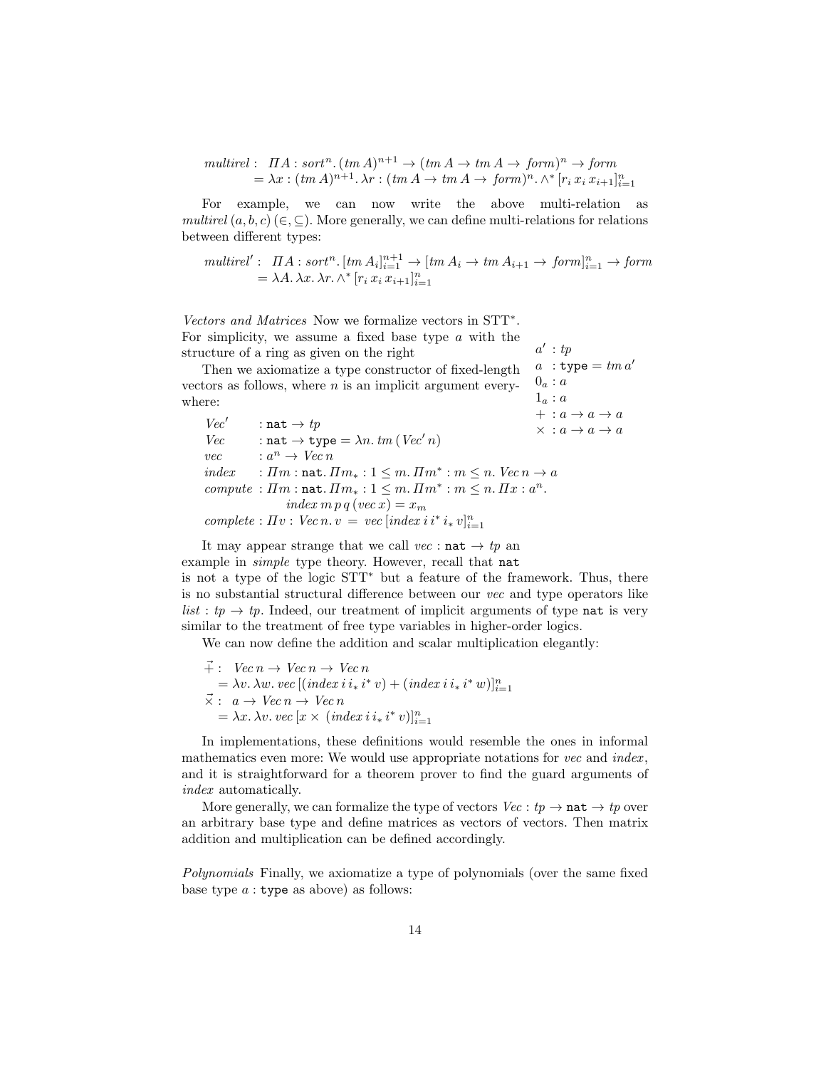$$\begin{aligned} \mathit{multirel}: \;& \Pi A : \mathit{sort}^n .\, (\mathit{tm}\, A)^{n+1} \to (\mathit{tm}\, A \to \mathit{tm}\, A \to \mathit{form})^n \to \mathit{form} \\ &= \lambda x : (\mathit{tm}\, A)^{n+1} .\, \lambda r : (\mathit{tm}\, A \to \mathit{tm}\, A \to \mathit{form})^n .\, \wedge^* [r_i\, x_i\, x_{i+1}]_{i=1}^n \end{aligned}$$

For example, we can now write the above multi-relation as $\mathit{multirel}\,(a, b, c)\,(\in, \subseteq)$. More generally, we can define multi-relations for relations between different types:

$$\begin{aligned} \mathit{multirel}': \;& \Pi A : \mathit{sort}^n .\, [\mathit{tm}\, A_i]_{i=1}^{n+1} \to [\mathit{tm}\, A_i \to \mathit{tm}\, A_{i+1} \to \mathit{form}]_{i=1}^n \to \mathit{form} \\ &= \lambda A.\, \lambda x.\, \lambda r.\, \wedge^* [r_i\, x_i\, x_{i+1}]_{i=1}^n \end{aligned}$$

*Vectors and Matrices* Now we formalize vectors in STT$^*$. For simplicity, we assume a fixed base type $a$ with the structure of a ring as given on the right

$$\begin{aligned} a' &: \mathit{tp} \\ a &: \mathtt{type} = \mathit{tm}\, a' \\ 0_a &: a \\ 1_a &: a \\ + &: a \to a \to a \\ \times &: a \to a \to a \end{aligned}$$

Then we axiomatize a type constructor of fixed-length vectors as follows, where $n$ is an implicit argument everywhere:

$$\begin{aligned} \mathit{Vec}' &: \mathtt{nat} \to \mathit{tp} \\ \mathit{Vec} &: \mathtt{nat} \to \mathtt{type} = \lambda n.\, \mathit{tm}\,(\mathit{Vec}'\, n) \\ \mathit{vec} &: a^n \to \mathit{Vec}\, n \\ \mathit{index} &: \Pi m : \mathtt{nat}.\, \Pi m_* : 1 \leq m.\, \Pi m^* : m \leq n.\, \mathit{Vec}\, n \to a \\ \mathit{compute} &: \Pi m : \mathtt{nat}.\, \Pi m_* : 1 \leq m.\, \Pi m^* : m \leq n.\, \Pi x : a^n. \\ &\qquad \mathit{index}\, m\, p\, q\, (\mathit{vec}\, x) = x_m \\ \mathit{complete} &: \Pi v : \mathit{Vec}\, n.\, v \;=\; \mathit{vec}\, [\mathit{index}\, i\, i^*\, i_*\, v]_{i=1}^n \end{aligned}$$

It may appear strange that we call $\mathit{vec} : \mathtt{nat} \to \mathit{tp}$ an example in *simple* type theory. However, recall that $\mathtt{nat}$ is not a type of the logic STT$^*$ but a feature of the framework. Thus, there is no substantial structural difference between our *vec* and type operators like $\mathit{list} : \mathit{tp} \to \mathit{tp}$. Indeed, our treatment of implicit arguments of type $\mathtt{nat}$ is very similar to the treatment of free type variables in higher-order logics.

We can now define the addition and scalar multiplication elegantly:

$$\begin{aligned} \vec{+} :\;& \mathit{Vec}\, n \to \mathit{Vec}\, n \to \mathit{Vec}\, n \\ &= \lambda v.\, \lambda w.\, \mathit{vec}\, [(\mathit{index}\, i\, i_*\, i^*\, v) + (\mathit{index}\, i\, i_*\, i^*\, w)]_{i=1}^n \\ \vec{\times} :\;& a \to \mathit{Vec}\, n \to \mathit{Vec}\, n \\ &= \lambda x.\, \lambda v.\, \mathit{vec}\, [x \times (\mathit{index}\, i\, i_*\, i^*\, v)]_{i=1}^n \end{aligned}$$

In implementations, these definitions would resemble the ones in informal mathematics even more: We would use appropriate notations for *vec* and *index*, and it is straightforward for a theorem prover to find the guard arguments of *index* automatically.

More generally, we can formalize the type of vectors $\mathit{Vec} : \mathit{tp} \to \mathtt{nat} \to \mathit{tp}$ over an arbitrary base type and define matrices as vectors of vectors. Then matrix addition and multiplication can be defined accordingly.

*Polynomials* Finally, we axiomatize a type of polynomials (over the same fixed base type $a : \mathtt{type}$ as above) as follows: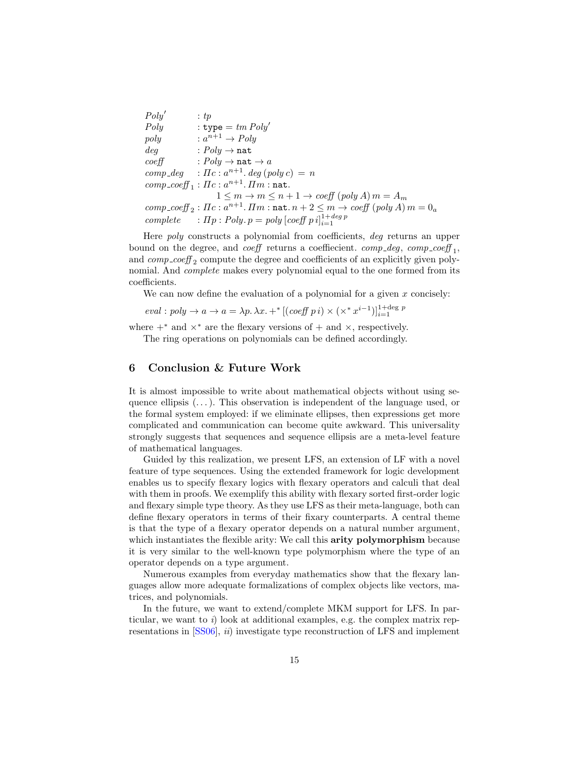$$
\begin{array}{ll}
\mathit{Poly}' & : \mathit{tp} \\
\mathit{Poly} & : \mathtt{type} = \mathit{tm}\, \mathit{Poly}' \\
\mathit{poly} & : a^{n+1} \to \mathit{Poly} \\
\mathit{deg} & : \mathit{Poly} \to \mathtt{nat} \\
\mathit{coeff} & : \mathit{Poly} \to \mathtt{nat} \to a \\
\mathit{comp\_deg} & : \Pi c : a^{n+1}.\, \mathit{deg}\, (\mathit{poly}\, c) \ = \ n \\
\mathit{comp\_coeff}_1 & : \Pi c : a^{n+1}.\, \Pi m : \mathtt{nat}. \\
 & \qquad 1 \leq m \to m \leq n+1 \to \mathit{coeff}\, (\mathit{poly}\, A)\, m = A_m \\
\mathit{comp\_coeff}_2 & : \Pi c : a^{n+1}.\, \Pi m : \mathtt{nat}.\, n+2 \leq m \to \mathit{coeff}\, (\mathit{poly}\, A)\, m = 0_a \\
\mathit{complete} & : \Pi p : \mathit{Poly}.\, p = \mathit{poly}\, [\mathit{coeff}\, p\, i]_{i=1}^{1+\mathit{deg}\, p}
\end{array}
$$

Here *poly* constructs a polynomial from coefficients, *deg* returns an upper bound on the degree, and *coeff* returns a coeffiecient. *comp_deg*, *comp_coeff*$_1$, and *comp_coeff*$_2$ compute the degree and coefficients of an explicitly given polynomial. And *complete* makes every polynomial equal to the one formed from its coefficients.

We can now define the evaluation of a polynomial for a given $x$ concisely:

$$
\mathit{eval} : \mathit{poly} \to a \to a = \lambda p.\, \lambda x.\, +^* \left[(\mathit{coeff}\, p\, i) \times (\times^*\, x^{i-1})\right]_{i=1}^{1+\deg\, p}
$$

where $+^*$ and $\times^*$ are the flexary versions of $+$ and $\times$, respectively.

The ring operations on polynomials can be defined accordingly.

## 6 Conclusion & Future Work

It is almost impossible to write about mathematical objects without using sequence ellipsis (...). This observation is independent of the language used, or the formal system employed: if we eliminate ellipses, then expressions get more complicated and communication can become quite awkward. This universality strongly suggests that sequences and sequence ellipsis are a meta-level feature of mathematical languages.

Guided by this realization, we present LFS, an extension of LF with a novel feature of type sequences. Using the extended framework for logic development enables us to specify flexary logics with flexary operators and calculi that deal with them in proofs. We exemplify this ability with flexary sorted first-order logic and flexary simple type theory. As they use LFS as their meta-language, both can define flexary operators in terms of their fixary counterparts. A central theme is that the type of a flexary operator depends on a natural number argument, which instantiates the flexible arity: We call this **arity polymorphism** because it is very similar to the well-known type polymorphism where the type of an operator depends on a type argument.

Numerous examples from everyday mathematics show that the flexary languages allow more adequate formalizations of complex objects like vectors, matrices, and polynomials.

In the future, we want to extend/complete MKM support for LFS. In particular, we want to *i)* look at additional examples, e.g. the complex matrix representations in [SS06], *ii)* investigate type reconstruction of LFS and implement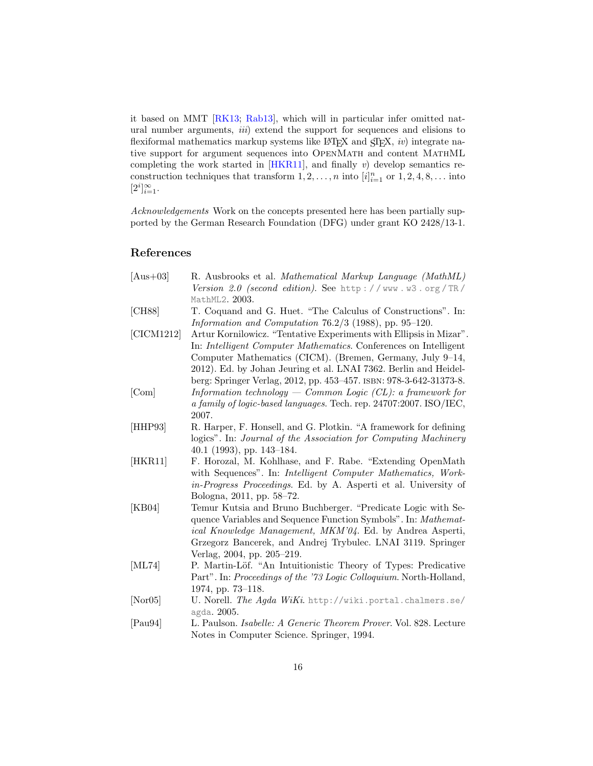it based on MMT [RK13; Rab13], which will in particular infer omitted natural number arguments, *iii*) extend the support for sequences and elisions to flexiformal mathematics markup systems like LaTeX and sTeX, *iv*) integrate native support for argument sequences into OpenMath and content MathML completing the work started in [HKR11], and finally *v*) develop semantics reconstruction techniques that transform $1, 2, \ldots, n$ into $[i]_{i=1}^{n}$ or $1, 2, 4, 8, \ldots$ into $[2^i]_{i=1}^{\infty}$.

*Acknowledgements* Work on the concepts presented here has been partially supported by the German Research Foundation (DFG) under grant KO 2428/13-1.

## References

- [Aus+03] R. Ausbrooks et al. *Mathematical Markup Language (MathML) Version 2.0 (second edition)*. See http://www.w3.org/TR/MathML2. 2003.
- [CH88] T. Coquand and G. Huet. "The Calculus of Constructions". In: *Information and Computation* 76.2/3 (1988), pp. 95–120.
- [CICM1212] Artur Kornilowicz. "Tentative Experiments with Ellipsis in Mizar". In: *Intelligent Computer Mathematics*. Conferences on Intelligent Computer Mathematics (CICM). (Bremen, Germany, July 9–14, 2012). Ed. by Johan Jeuring et al. LNAI 7362. Berlin and Heidelberg: Springer Verlag, 2012, pp. 453–457. ISBN: 978-3-642-31373-8.
- [Com] *Information technology — Common Logic (CL): a framework for a family of logic-based languages*. Tech. rep. 24707:2007. ISO/IEC, 2007.
- [HHP93] R. Harper, F. Honsell, and G. Plotkin. "A framework for defining logics". In: *Journal of the Association for Computing Machinery* 40.1 (1993), pp. 143–184.
- [HKR11] F. Horozal, M. Kohlhase, and F. Rabe. "Extending OpenMath with Sequences". In: *Intelligent Computer Mathematics, Work-in-Progress Proceedings*. Ed. by A. Asperti et al. University of Bologna, 2011, pp. 58–72.
- [KB04] Temur Kutsia and Bruno Buchberger. "Predicate Logic with Sequence Variables and Sequence Function Symbols". In: *Mathematical Knowledge Management, MKM'04*. Ed. by Andrea Asperti, Grzegorz Bancerek, and Andrej Trybulec. LNAI 3119. Springer Verlag, 2004, pp. 205–219.
- [ML74] P. Martin-Löf. "An Intuitionistic Theory of Types: Predicative Part". In: *Proceedings of the '73 Logic Colloquium*. North-Holland, 1974, pp. 73–118.
- [Nor05] U. Norell. *The Agda WiKi*. http://wiki.portal.chalmers.se/agda. 2005.
- [Pau94] L. Paulson. *Isabelle: A Generic Theorem Prover*. Vol. 828. Lecture Notes in Computer Science. Springer, 1994.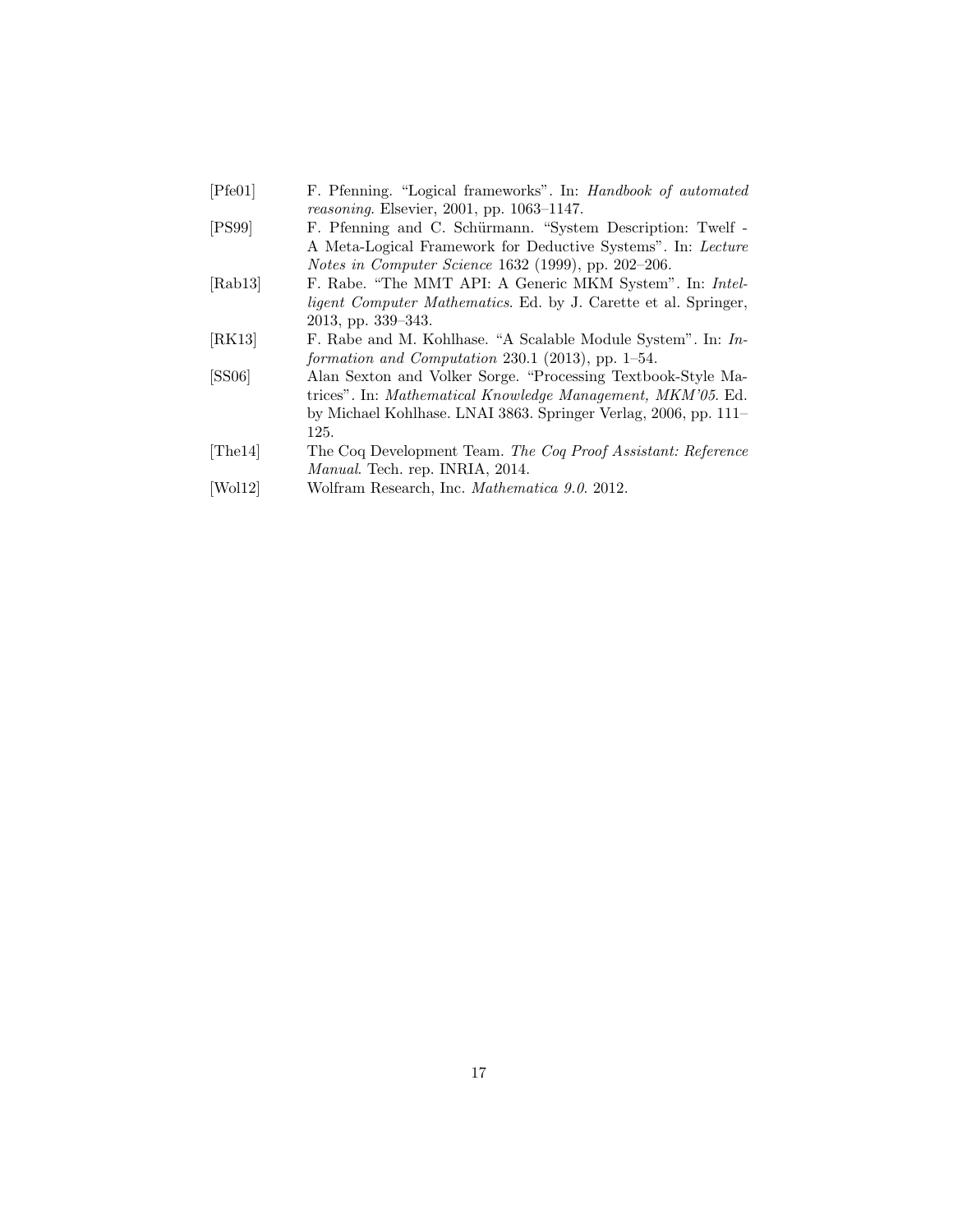[Pfe01] F. Pfenning. "Logical frameworks". In: *Handbook of automated reasoning*. Elsevier, 2001, pp. 1063–1147.

[PS99] F. Pfenning and C. Schürmann. "System Description: Twelf - A Meta-Logical Framework for Deductive Systems". In: *Lecture Notes in Computer Science* 1632 (1999), pp. 202–206.

[Rab13] F. Rabe. "The MMT API: A Generic MKM System". In: *Intelligent Computer Mathematics*. Ed. by J. Carette et al. Springer, 2013, pp. 339–343.

[RK13] F. Rabe and M. Kohlhase. "A Scalable Module System". In: *Information and Computation* 230.1 (2013), pp. 1–54.

[SS06] Alan Sexton and Volker Sorge. "Processing Textbook-Style Matrices". In: *Mathematical Knowledge Management, MKM'05*. Ed. by Michael Kohlhase. LNAI 3863. Springer Verlag, 2006, pp. 111–125.

[The14] The Coq Development Team. *The Coq Proof Assistant: Reference Manual*. Tech. rep. INRIA, 2014.

[Wol12] Wolfram Research, Inc. *Mathematica 9.0*. 2012.